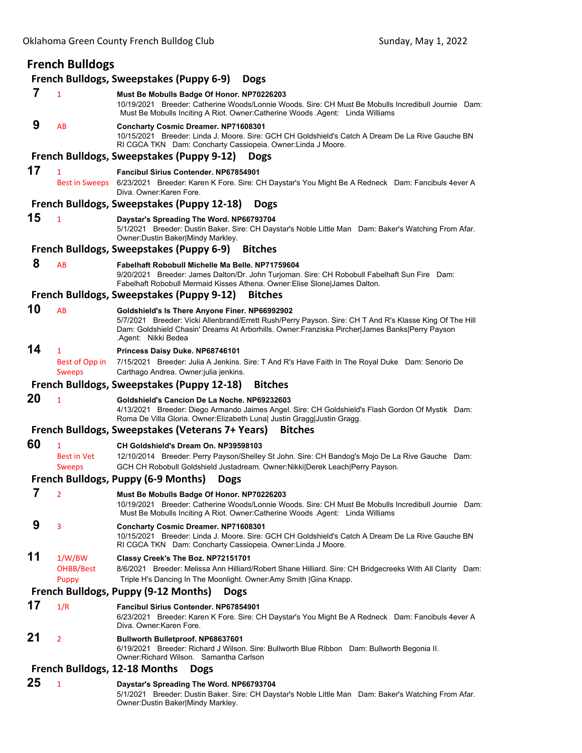# French Bulldogs

## French Bulldogs, Sweepstakes (Puppy 6-9) Dogs

**7** 1 **Must Be Mobulls Badge Of Honor. NP70226203**
10/19/2021 Breeder: Catherine Woods/Lonnie Woods. Sire: CH Must Be Mobulls Incredibull Journie Dam: Must Be Mobulls Inciting A Riot. Owner:Catherine Woods .Agent: Linda Williams

**9** AB **Concharty Cosmic Dreamer. NP71608301**
10/15/2021 Breeder: Linda J. Moore. Sire: GCH CH Goldshield's Catch A Dream De La Rive Gauche BN RI CGCA TKN Dam: Concharty Cassiopeia. Owner:Linda J Moore.

## French Bulldogs, Sweepstakes (Puppy 9-12) Dogs

**17** 1 Best in Sweeps **Fancibul Sirius Contender. NP67854901**
6/23/2021 Breeder: Karen K Fore. Sire: CH Daystar's You Might Be A Redneck Dam: Fancibuls 4ever A Diva. Owner:Karen Fore.

## French Bulldogs, Sweepstakes (Puppy 12-18) Dogs

**15** 1 **Daystar's Spreading The Word. NP66793704**
5/1/2021 Breeder: Dustin Baker. Sire: CH Daystar's Noble Little Man Dam: Baker's Watching From Afar. Owner:Dustin Baker|Mindy Markley.

## French Bulldogs, Sweepstakes (Puppy 6-9) Bitches

**8** AB **Fabelhaft Robobull Michelle Ma Belle. NP71759604**
9/20/2021 Breeder: James Dalton/Dr. John Turjoman. Sire: CH Robobull Fabelhaft Sun Fire Dam: Fabelhaft Robobull Mermaid Kisses Athena. Owner:Elise Slone|James Dalton.

## French Bulldogs, Sweepstakes (Puppy 9-12) Bitches

**10** AB **Goldshield's Is There Anyone Finer. NP66992902**
5/7/2021 Breeder: Vicki Allenbrand/Errett Rush/Perry Payson. Sire: CH T And R's Klasse King Of The Hill Dam: Goldshield Chasin' Dreams At Arborhills. Owner:Franziska Pircher|James Banks|Perry Payson .Agent: Nikki Bedea

**14** 1 Best of Opp in Sweeps **Princess Daisy Duke. NP68746101**
7/15/2021 Breeder: Julia A Jenkins. Sire: T And R's Have Faith In The Royal Duke Dam: Senorio De Carthago Andrea. Owner:julia jenkins.

## French Bulldogs, Sweepstakes (Puppy 12-18) Bitches

**20** 1 **Goldshield's Cancion De La Noche. NP69232603**
4/13/2021 Breeder: Diego Armando Jaimes Angel. Sire: CH Goldshield's Flash Gordon Of Mystik Dam: Roma De Villa Gloria. Owner:Elizabeth Luna| Justin Gragg|Justin Gragg.

## French Bulldogs, Sweepstakes (Veterans 7+ Years) Bitches

**60** 1 Best in Vet Sweeps **CH Goldshield's Dream On. NP39598103**
12/10/2014 Breeder: Perry Payson/Shelley St John. Sire: CH Bandog's Mojo De La Rive Gauche Dam: GCH CH Robobull Goldshield Justadream. Owner:Nikki|Derek Leach|Perry Payson.

## French Bulldogs, Puppy (6-9 Months) Dogs

**7** 2 **Must Be Mobulls Badge Of Honor. NP70226203**
10/19/2021 Breeder: Catherine Woods/Lonnie Woods. Sire: CH Must Be Mobulls Incredibull Journie Dam: Must Be Mobulls Inciting A Riot. Owner:Catherine Woods .Agent: Linda Williams

**9** 3 **Concharty Cosmic Dreamer. NP71608301**
10/15/2021 Breeder: Linda J. Moore. Sire: GCH CH Goldshield's Catch A Dream De La Rive Gauche BN RI CGCA TKN Dam: Concharty Cassiopeia. Owner:Linda J Moore.

**11** 1/W/BW OHBB/Best Puppy **Classy Creek's The Boz. NP72151701**
8/6/2021 Breeder: Melissa Ann Hilliard/Robert Shane Hilliard. Sire: CH Bridgecreeks With All Clarity Dam: Triple H's Dancing In The Moonlight. Owner:Amy Smith |Gina Knapp.

## French Bulldogs, Puppy (9-12 Months) Dogs

**17** 1/R **Fancibul Sirius Contender. NP67854901**
6/23/2021 Breeder: Karen K Fore. Sire: CH Daystar's You Might Be A Redneck Dam: Fancibuls 4ever A Diva. Owner:Karen Fore.

**21** 2 **Bullworth Bulletproof. NP68637601**
6/19/2021 Breeder: Richard J Wilson. Sire: Bullworth Blue Ribbon Dam: Bullworth Begonia II. Owner:Richard Wilson. Samantha Carlson

## French Bulldogs, 12-18 Months Dogs

**25** 1 **Daystar's Spreading The Word. NP66793704**
5/1/2021 Breeder: Dustin Baker. Sire: CH Daystar's Noble Little Man Dam: Baker's Watching From Afar. Owner:Dustin Baker|Mindy Markley.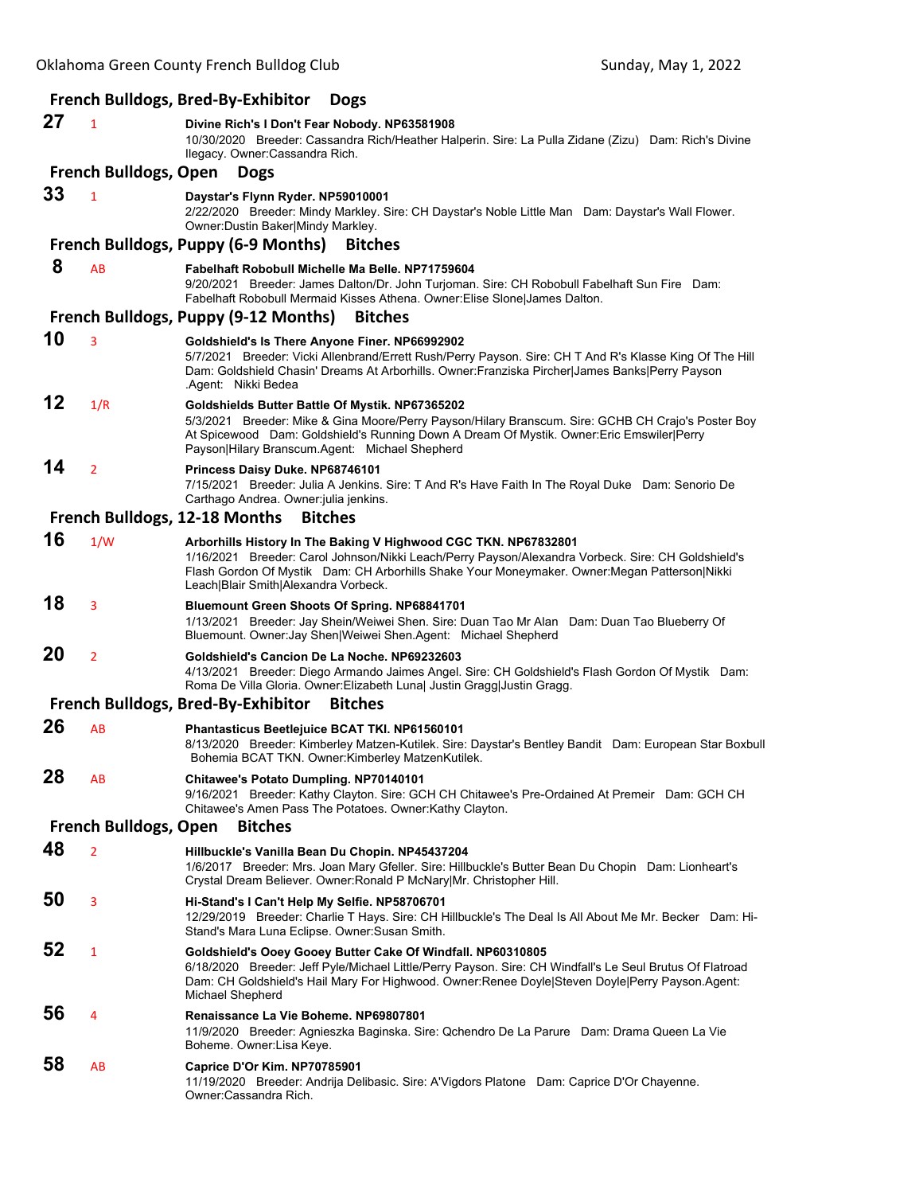### French Bulldogs, Bred-By-Exhibitor Dogs

**27** 1 **Divine Rich's I Don't Fear Nobody. NP63581908**
10/30/2020 Breeder: Cassandra Rich/Heather Halperin. Sire: La Pulla Zidane (Zizu) Dam: Rich's Divine Ilegacy. Owner:Cassandra Rich.

### French Bulldogs, Open Dogs

**33** 1 **Daystar's Flynn Ryder. NP59010001**
2/22/2020 Breeder: Mindy Markley. Sire: CH Daystar's Noble Little Man Dam: Daystar's Wall Flower. Owner:Dustin Baker|Mindy Markley.

### French Bulldogs, Puppy (6-9 Months) Bitches

**8** AB **Fabelhaft Robobull Michelle Ma Belle. NP71759604**
9/20/2021 Breeder: James Dalton/Dr. John Turjoman. Sire: CH Robobull Fabelhaft Sun Fire Dam: Fabelhaft Robobull Mermaid Kisses Athena. Owner:Elise Slone|James Dalton.

### French Bulldogs, Puppy (9-12 Months) Bitches

**10** 3 **Goldshield's Is There Anyone Finer. NP66992902**
5/7/2021 Breeder: Vicki Allenbrand/Errett Rush/Perry Payson. Sire: CH T And R's Klasse King Of The Hill Dam: Goldshield Chasin' Dreams At Arborhills. Owner:Franziska Pircher|James Banks|Perry Payson .Agent: Nikki Bedea

**12** 1/R **Goldshields Butter Battle Of Mystik. NP67365202**
5/3/2021 Breeder: Mike & Gina Moore/Perry Payson/Hilary Branscum. Sire: GCHB CH Crajo's Poster Boy At Spicewood Dam: Goldshield's Running Down A Dream Of Mystik. Owner:Eric Emswiler|Perry Payson|Hilary Branscum.Agent: Michael Shepherd

**14** 2 **Princess Daisy Duke. NP68746101**
7/15/2021 Breeder: Julia A Jenkins. Sire: T And R's Have Faith In The Royal Duke Dam: Senorio De Carthago Andrea. Owner:julia jenkins.

### French Bulldogs, 12-18 Months Bitches

**16** 1/W **Arborhills History In The Baking V Highwood CGC TKN. NP67832801**
1/16/2021 Breeder: Carol Johnson/Nikki Leach/Perry Payson/Alexandra Vorbeck. Sire: CH Goldshield's Flash Gordon Of Mystik Dam: CH Arborhills Shake Your Moneymaker. Owner:Megan Patterson|Nikki Leach|Blair Smith|Alexandra Vorbeck.

**18** 3 **Bluemount Green Shoots Of Spring. NP68841701**
1/13/2021 Breeder: Jay Shein/Weiwei Shen. Sire: Duan Tao Mr Alan Dam: Duan Tao Blueberry Of Bluemount. Owner:Jay Shen|Weiwei Shen.Agent: Michael Shepherd

**20** 2 **Goldshield's Cancion De La Noche. NP69232603**
4/13/2021 Breeder: Diego Armando Jaimes Angel. Sire: CH Goldshield's Flash Gordon Of Mystik Dam: Roma De Villa Gloria. Owner:Elizabeth Luna| Justin Gragg|Justin Gragg.

### French Bulldogs, Bred-By-Exhibitor Bitches

**26** AB **Phantasticus Beetlejuice BCAT TKI. NP61560101**
8/13/2020 Breeder: Kimberley Matzen-Kutilek. Sire: Daystar's Bentley Bandit Dam: European Star Boxbull Bohemia BCAT TKN. Owner:Kimberley MatzenKutilek.

**28** AB **Chitawee's Potato Dumpling. NP70140101**
9/16/2021 Breeder: Kathy Clayton. Sire: GCH CH Chitawee's Pre-Ordained At Premeir Dam: GCH CH Chitawee's Amen Pass The Potatoes. Owner:Kathy Clayton.

### French Bulldogs, Open Bitches

**48** 2 **Hillbuckle's Vanilla Bean Du Chopin. NP45437204**
1/6/2017 Breeder: Mrs. Joan Mary Gfeller. Sire: Hillbuckle's Butter Bean Du Chopin Dam: Lionheart's Crystal Dream Believer. Owner:Ronald P McNary|Mr. Christopher Hill.

**50** 3 **Hi-Stand's I Can't Help My Selfie. NP58706701**
12/29/2019 Breeder: Charlie T Hays. Sire: CH Hillbuckle's The Deal Is All About Me Mr. Becker Dam: Hi-Stand's Mara Luna Eclipse. Owner:Susan Smith.

**52** 1 **Goldshield's Ooey Gooey Butter Cake Of Windfall. NP60310805**
6/18/2020 Breeder: Jeff Pyle/Michael Little/Perry Payson. Sire: CH Windfall's Le Seul Brutus Of Flatroad Dam: CH Goldshield's Hail Mary For Highwood. Owner:Renee Doyle|Steven Doyle|Perry Payson.Agent: Michael Shepherd

**56** 4 **Renaissance La Vie Boheme. NP69807801**
11/9/2020 Breeder: Agnieszka Baginska. Sire: Qchendro De La Parure Dam: Drama Queen La Vie Boheme. Owner:Lisa Keye.

**58** AB **Caprice D'Or Kim. NP70785901**
11/19/2020 Breeder: Andrija Delibasic. Sire: A'Vigdors Platone Dam: Caprice D'Or Chayenne. Owner:Cassandra Rich.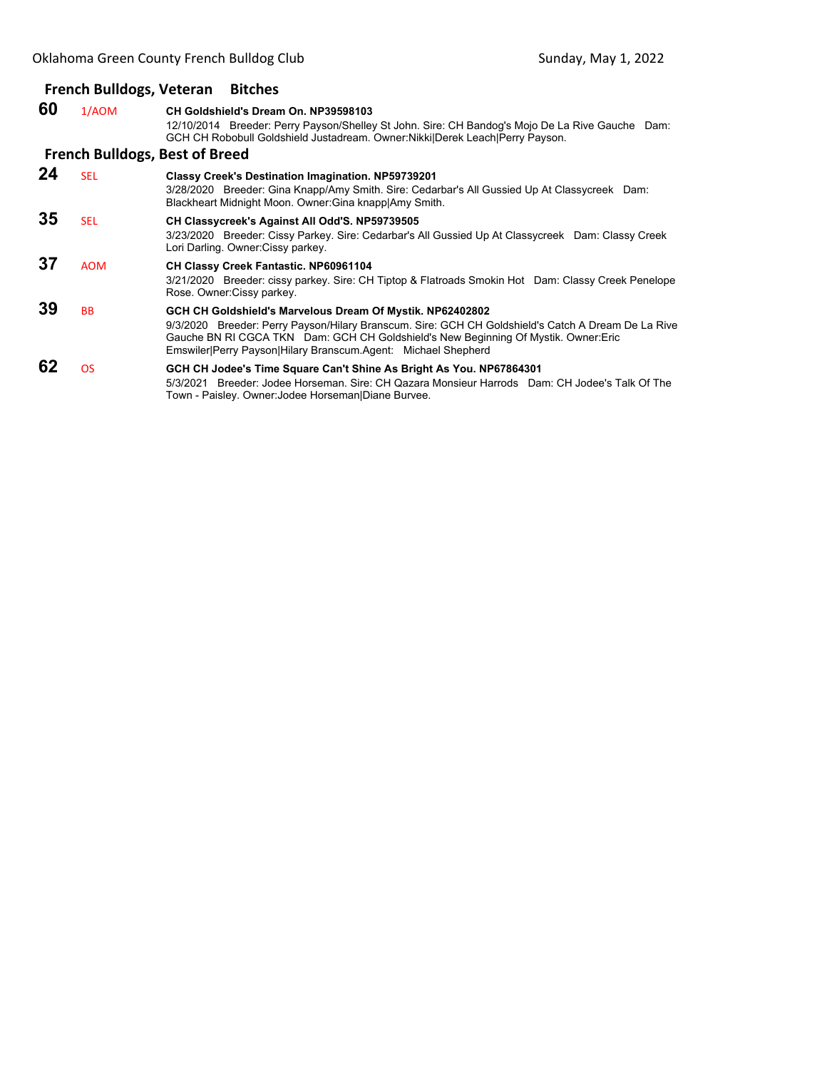## French Bulldogs, Veteran Bitches

**60** 1/AOM **CH Goldshield's Dream On. NP39598103**
12/10/2014 Breeder: Perry Payson/Shelley St John. Sire: CH Bandog's Mojo De La Rive Gauche Dam: GCH CH Robobull Goldshield Justadream. Owner:Nikki|Derek Leach|Perry Payson.

## French Bulldogs, Best of Breed

**24** SEL **Classy Creek's Destination Imagination. NP59739201**
3/28/2020 Breeder: Gina Knapp/Amy Smith. Sire: Cedarbar's All Gussied Up At Classycreek Dam: Blackheart Midnight Moon. Owner:Gina knapp|Amy Smith.

**35** SEL **CH Classycreek's Against All Odd'S. NP59739505**
3/23/2020 Breeder: Cissy Parkey. Sire: Cedarbar's All Gussied Up At Classycreek Dam: Classy Creek Lori Darling. Owner:Cissy parkey.

**37** AOM **CH Classy Creek Fantastic. NP60961104**
3/21/2020 Breeder: cissy parkey. Sire: CH Tiptop & Flatroads Smokin Hot Dam: Classy Creek Penelope Rose. Owner:Cissy parkey.

**39** BB **GCH CH Goldshield's Marvelous Dream Of Mystik. NP62402802**
9/3/2020 Breeder: Perry Payson/Hilary Branscum. Sire: GCH CH Goldshield's Catch A Dream De La Rive Gauche BN RI CGCA TKN Dam: GCH CH Goldshield's New Beginning Of Mystik. Owner:Eric Emswiler|Perry Payson|Hilary Branscum.Agent: Michael Shepherd

**62** OS **GCH CH Jodee's Time Square Can't Shine As Bright As You. NP67864301**
5/3/2021 Breeder: Jodee Horseman. Sire: CH Qazara Monsieur Harrods Dam: CH Jodee's Talk Of The Town - Paisley. Owner:Jodee Horseman|Diane Burvee.